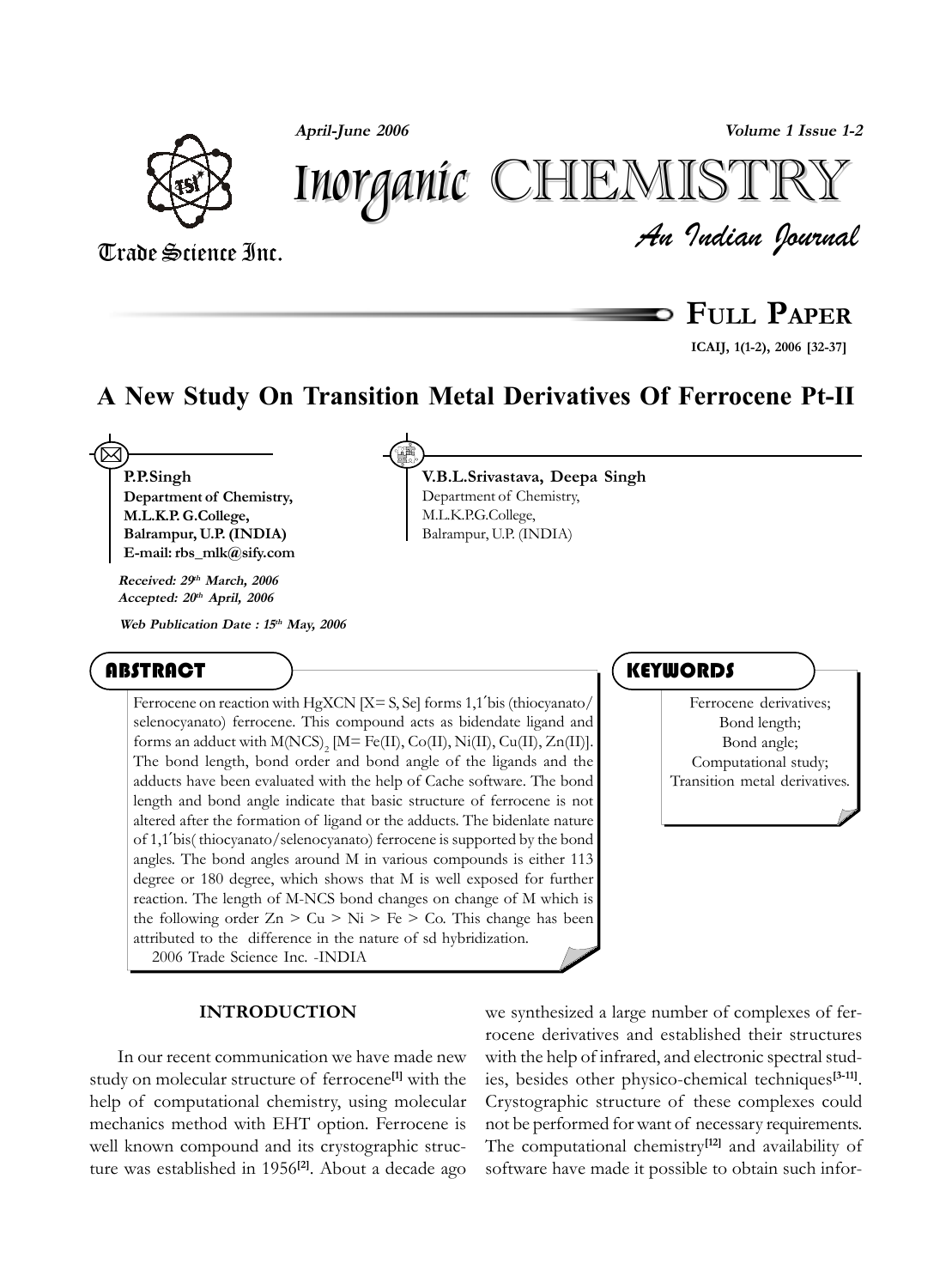# A New Study On Transition Metal Derivatives Of Ferrocene Pt-II

**P.P.Singh**
**Department of Chemistry,**
**M.L.K.P. G.College,**
**Balrampur, U.P. (INDIA)**
**E-mail: rbs_mlk@sify.com**

**V.B.L.Srivastava, Deepa Singh**
Department of Chemistry,
M.L.K.P.G.College,
Balrampur, U.P. (INDIA)

*Received: 29th March, 2006*
*Accepted: 20th April, 2006*

*Web Publication Date : 15th May, 2006*

## ABSTRACT

Ferrocene on reaction with HgXCN [X= S, Se] forms 1,1´bis (thiocyanato/selenocyanato) ferrocene. This compound acts as bidendate ligand and forms an adduct with $M(NCS)_2$ [M= Fe(II), Co(II), Ni(II), Cu(II), Zn(II)]. The bond length, bond order and bond angle of the ligands and the adducts have been evaluated with the help of Cache software. The bond length and bond angle indicate that basic structure of ferrocene is not altered after the formation of ligand or the adducts. The bidenlate nature of 1,1´bis( thiocyanato/selenocyanato) ferrocene is supported by the bond angles. The bond angles around M in various compounds is either 113 degree or 180 degree, which shows that M is well exposed for further reaction. The length of M-NCS bond changes on change of M which is the following order Zn > Cu > Ni > Fe > Co. This change has been attributed to the difference in the nature of sd hybridization.

2006 Trade Science Inc. -INDIA

## KEYWORDS

Ferrocene derivatives;
Bond length;
Bond angle;
Computational study;
Transition metal derivatives.

## INTRODUCTION

In our recent communication we have made new study on molecular structure of ferrocene[1] with the help of computational chemistry, using molecular mechanics method with EHT option. Ferrocene is well known compound and its crystographic structure was established in 1956[2]. About a decade ago we synthesized a large number of complexes of ferrocene derivatives and established their structures with the help of infrared, and electronic spectral studies, besides other physico-chemical techniques[3-11]. Crystographic structure of these complexes could not be performed for want of necessary requirements. The computational chemistry[12] and availability of software have made it possible to obtain such infor-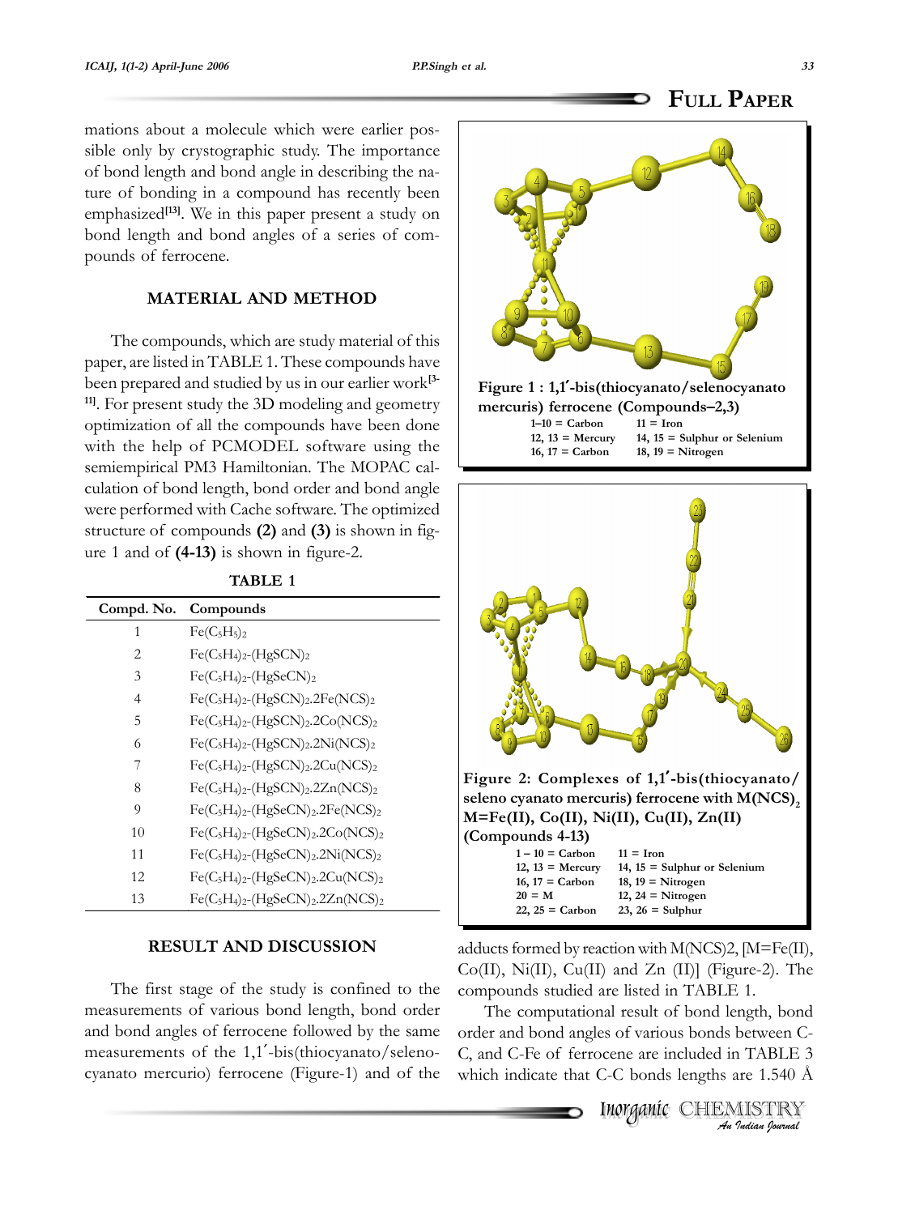mations about a molecule which were earlier possible only by crystographic study. The importance of bond length and bond angle in describing the nature of bonding in a compound has recently been emphasized[13]. We in this paper present a study on bond length and bond angles of a series of compounds of ferrocene.

## MATERIAL AND METHOD

The compounds, which are study material of this paper, are listed in TABLE 1. These compounds have been prepared and studied by us in our earlier work[3-11]. For present study the 3D modeling and geometry optimization of all the compounds have been done with the help of PCMODEL software using the semiempirical PM3 Hamiltonian. The MOPAC calculation of bond length, bond order and bond angle were performed with Cache software. The optimized structure of compounds **(2)** and **(3)** is shown in figure 1 and of **(4-13)** is shown in figure-2.

**TABLE 1**

| Compd. No. | Compounds |
|---|---|
| 1 | $Fe(C_5H_5)_2$ |
| 2 | $Fe(C_5H_4)_2$-$(HgSCN)_2$ |
| 3 | $Fe(C_5H_4)_2$-$(HgSeCN)_2$ |
| 4 | $Fe(C_5H_4)_2$-$(HgSCN)_2.2Fe(NCS)_2$ |
| 5 | $Fe(C_5H_4)_2$-$(HgSCN)_2.2Co(NCS)_2$ |
| 6 | $Fe(C_5H_4)_2$-$(HgSCN)_2.2Ni(NCS)_2$ |
| 7 | $Fe(C_5H_4)_2$-$(HgSCN)_2.2Cu(NCS)_2$ |
| 8 | $Fe(C_5H_4)_2$-$(HgSCN)_2.2Zn(NCS)_2$ |
| 9 | $Fe(C_5H_4)_2$-$(HgSeCN)_2.2Fe(NCS)_2$ |
| 10 | $Fe(C_5H_4)_2$-$(HgSeCN)_2.2Co(NCS)_2$ |
| 11 | $Fe(C_5H_4)_2$-$(HgSeCN)_2.2Ni(NCS)_2$ |
| 12 | $Fe(C_5H_4)_2$-$(HgSeCN)_2.2Cu(NCS)_2$ |
| 13 | $Fe(C_5H_4)_2$-$(HgSeCN)_2.2Zn(NCS)_2$ |

## RESULT AND DISCUSSION

The first stage of the study is confined to the measurements of various bond length, bond order and bond angles of ferrocene followed by the same measurements of the 1,1′-bis(thiocyanato/selenocyanato mercurio) ferrocene (Figure-1) and of the adducts formed by reaction with M(NCS)2, [M=Fe(II), Co(II), Ni(II), Cu(II) and Zn (II)] (Figure-2). The compounds studied are listed in TABLE 1.

**Figure 1 : 1,1′-bis(thiocyanato/selenocyanato mercuris) ferrocene (Compounds–2,3)**

| | |
|---|---|
| 1–10 = Carbon | 11 = Iron |
| 12, 13 = Mercury | 14, 15 = Sulphur or Selenium |
| 16, 17 = Carbon | 18, 19 = Nitrogen |

**Figure 2: Complexes of 1,1′-bis(thiocyanato/seleno cyanato mercuris) ferrocene with $M(NCS)_2$ M=Fe(II), Co(II), Ni(II), Cu(II), Zn(II) (Compounds 4-13)**

| | |
|---|---|
| 1 – 10 = Carbon | 11 = Iron |
| 12, 13 = Mercury | 14, 15 = Sulphur or Selenium |
| 16, 17 = Carbon | 18, 19 = Nitrogen |
| 20 = M | 12, 24 = Nitrogen |
| 22, 25 = Carbon | 23, 26 = Sulphur |

The computational result of bond length, bond order and bond angles of various bonds between C-C, and C-Fe of ferrocene are included in TABLE 3 which indicate that C-C bonds lengths are 1.540 Å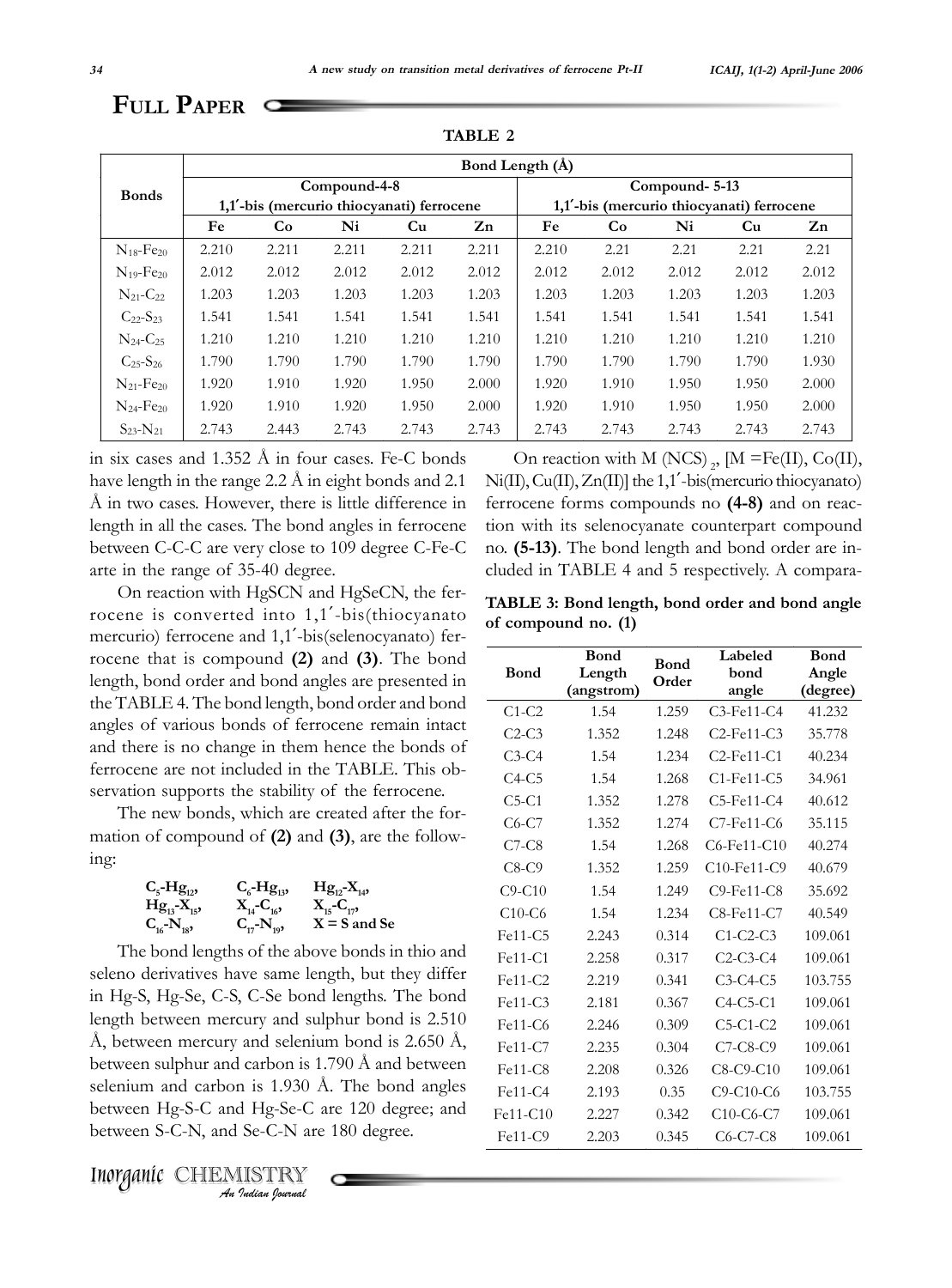## FULL PAPER

**TABLE 2**

| Bonds | Bond Length (Å) | | | | | | | | | |
|---|---|---|---|---|---|---|---|---|---|---|
| | Compound-4-8 1,1′-bis (mercurio thiocyanati) ferrocene | | | | | Compound- 5-13 1,1′-bis (mercurio thiocyanati) ferrocene | | | | |
| | Fe | Co | Ni | Cu | Zn | Fe | Co | Ni | Cu | Zn |
| $N_{18}$-$Fe_{20}$ | 2.210 | 2.211 | 2.211 | 2.211 | 2.211 | 2.210 | 2.21 | 2.21 | 2.21 | 2.21 |
| $N_{19}$-$Fe_{20}$ | 2.012 | 2.012 | 2.012 | 2.012 | 2.012 | 2.012 | 2.012 | 2.012 | 2.012 | 2.012 |
| $N_{21}$-$C_{22}$ | 1.203 | 1.203 | 1.203 | 1.203 | 1.203 | 1.203 | 1.203 | 1.203 | 1.203 | 1.203 |
| $C_{22}$-$S_{23}$ | 1.541 | 1.541 | 1.541 | 1.541 | 1.541 | 1.541 | 1.541 | 1.541 | 1.541 | 1.541 |
| $N_{24}$-$C_{25}$ | 1.210 | 1.210 | 1.210 | 1.210 | 1.210 | 1.210 | 1.210 | 1.210 | 1.210 | 1.210 |
| $C_{25}$-$S_{26}$ | 1.790 | 1.790 | 1.790 | 1.790 | 1.790 | 1.790 | 1.790 | 1.790 | 1.790 | 1.930 |
| $N_{21}$-$Fe_{20}$ | 1.920 | 1.910 | 1.920 | 1.950 | 2.000 | 1.920 | 1.910 | 1.950 | 1.950 | 2.000 |
| $N_{24}$-$Fe_{20}$ | 1.920 | 1.910 | 1.920 | 1.950 | 2.000 | 1.920 | 1.910 | 1.950 | 1.950 | 2.000 |
| $S_{23}$-$N_{21}$ | 2.743 | 2.443 | 2.743 | 2.743 | 2.743 | 2.743 | 2.743 | 2.743 | 2.743 | 2.743 |

in six cases and 1.352 Å in four cases. Fe-C bonds have length in the range 2.2 Å in eight bonds and 2.1 Å in two cases. However, there is little difference in length in all the cases. The bond angles in ferrocene between C-C-C are very close to 109 degree C-Fe-C arte in the range of 35-40 degree.

On reaction with HgSCN and HgSeCN, the ferrocene is converted into 1,1′-bis(thiocyanato mercurio) ferrocene and 1,1′-bis(selenocyanato) ferrocene that is compound **(2)** and **(3)**. The bond length, bond order and bond angles are presented in the TABLE 4. The bond length, bond order and bond angles of various bonds of ferrocene remain intact and there is no change in them hence the bonds of ferrocene are not included in the TABLE. This observation supports the stability of the ferrocene.

The new bonds, which are created after the formation of compound of **(2)** and **(3)**, are the following:

$C_5$-$Hg_{12}$, $C_6$-$Hg_{13}$, $Hg_{12}$-$X_{14}$,
$Hg_{13}$-$X_{15}$, $X_{14}$-$C_{16}$, $X_{15}$-$C_{17}$,
$C_{16}$-$N_{18}$, $C_{17}$-$N_{19}$, X = S and Se

The bond lengths of the above bonds in thio and seleno derivatives have same length, but they differ in Hg-S, Hg-Se, C-S, C-Se bond lengths. The bond length between mercury and sulphur bond is 2.510 Å, between mercury and selenium bond is 2.650 Å, between sulphur and carbon is 1.790 Å and between selenium and carbon is 1.930 Å. The bond angles between Hg-S-C and Hg-Se-C are 120 degree; and between S-C-N, and Se-C-N are 180 degree.

On reaction with M $(NCS)_2$, [M =Fe(II), Co(II), Ni(II), Cu(II), Zn(II)] the 1,1′-bis(mercurio thiocyanato) ferrocene forms compounds no **(4-8)** and on reaction with its selenocyanate counterpart compound no. **(5-13)**. The bond length and bond order are included in TABLE 4 and 5 respectively. A compara-

**TABLE 3: Bond length, bond order and bond angle of compound no. (1)**

| Bond | Bond Length (angstrom) | Bond Order | Labeled bond angle | Bond Angle (degree) |
|---|---|---|---|---|
| C1-C2 | 1.54 | 1.259 | C3-Fe11-C4 | 41.232 |
| C2-C3 | 1.352 | 1.248 | C2-Fe11-C3 | 35.778 |
| C3-C4 | 1.54 | 1.234 | C2-Fe11-C1 | 40.234 |
| C4-C5 | 1.54 | 1.268 | C1-Fe11-C5 | 34.961 |
| C5-C1 | 1.352 | 1.278 | C5-Fe11-C4 | 40.612 |
| C6-C7 | 1.352 | 1.274 | C7-Fe11-C6 | 35.115 |
| C7-C8 | 1.54 | 1.268 | C6-Fe11-C10 | 40.274 |
| C8-C9 | 1.352 | 1.259 | C10-Fe11-C9 | 40.679 |
| C9-C10 | 1.54 | 1.249 | C9-Fe11-C8 | 35.692 |
| C10-C6 | 1.54 | 1.234 | C8-Fe11-C7 | 40.549 |
| Fe11-C5 | 2.243 | 0.314 | C1-C2-C3 | 109.061 |
| Fe11-C1 | 2.258 | 0.317 | C2-C3-C4 | 109.061 |
| Fe11-C2 | 2.219 | 0.341 | C3-C4-C5 | 103.755 |
| Fe11-C3 | 2.181 | 0.367 | C4-C5-C1 | 109.061 |
| Fe11-C6 | 2.246 | 0.309 | C5-C1-C2 | 109.061 |
| Fe11-C7 | 2.235 | 0.304 | C7-C8-C9 | 109.061 |
| Fe11-C8 | 2.208 | 0.326 | C8-C9-C10 | 109.061 |
| Fe11-C4 | 2.193 | 0.35 | C9-C10-C6 | 103.755 |
| Fe11-C10 | 2.227 | 0.342 | C10-C6-C7 | 109.061 |
| Fe11-C9 | 2.203 | 0.345 | C6-C7-C8 | 109.061 |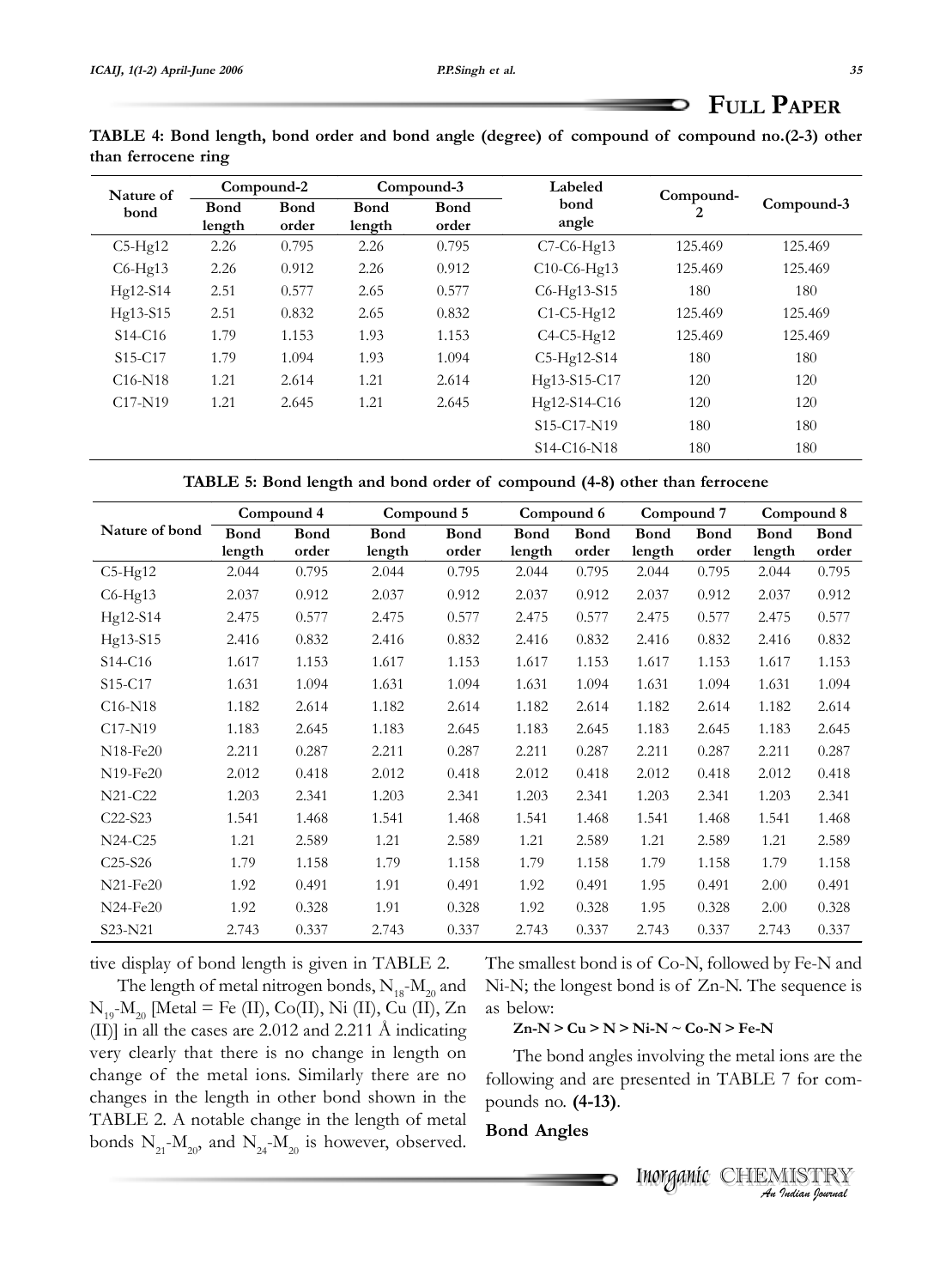## FULL PAPER

**TABLE 4: Bond length, bond order and bond angle (degree) of compound of compound no.(2-3) other than ferrocene ring**

| Nature of bond | Compound-2 | | Compound-3 | | Labeled bond angle | Compound-2 | Compound-3 |
|---|---|---|---|---|---|---|---|
| | Bond length | Bond order | Bond length | Bond order | | | |
| C5-Hg12 | 2.26 | 0.795 | 2.26 | 0.795 | C7-C6-Hg13 | 125.469 | 125.469 |
| C6-Hg13 | 2.26 | 0.912 | 2.26 | 0.912 | C10-C6-Hg13 | 125.469 | 125.469 |
| Hg12-S14 | 2.51 | 0.577 | 2.65 | 0.577 | C6-Hg13-S15 | 180 | 180 |
| Hg13-S15 | 2.51 | 0.832 | 2.65 | 0.832 | C1-C5-Hg12 | 125.469 | 125.469 |
| S14-C16 | 1.79 | 1.153 | 1.93 | 1.153 | C4-C5-Hg12 | 125.469 | 125.469 |
| S15-C17 | 1.79 | 1.094 | 1.93 | 1.094 | C5-Hg12-S14 | 180 | 180 |
| C16-N18 | 1.21 | 2.614 | 1.21 | 2.614 | Hg13-S15-C17 | 120 | 120 |
| C17-N19 | 1.21 | 2.645 | 1.21 | 2.645 | Hg12-S14-C16 | 120 | 120 |
| | | | | | S15-C17-N19 | 180 | 180 |
| | | | | | S14-C16-N18 | 180 | 180 |

**TABLE 5: Bond length and bond order of compound (4-8) other than ferrocene**

| Nature of bond | Compound 4 | | Compound 5 | | Compound 6 | | Compound 7 | | Compound 8 | |
|---|---|---|---|---|---|---|---|---|---|---|
| | Bond length | Bond order | Bond length | Bond order | Bond length | Bond order | Bond length | Bond order | Bond length | Bond order |
| C5-Hg12 | 2.044 | 0.795 | 2.044 | 0.795 | 2.044 | 0.795 | 2.044 | 0.795 | 2.044 | 0.795 |
| C6-Hg13 | 2.037 | 0.912 | 2.037 | 0.912 | 2.037 | 0.912 | 2.037 | 0.912 | 2.037 | 0.912 |
| Hg12-S14 | 2.475 | 0.577 | 2.475 | 0.577 | 2.475 | 0.577 | 2.475 | 0.577 | 2.475 | 0.577 |
| Hg13-S15 | 2.416 | 0.832 | 2.416 | 0.832 | 2.416 | 0.832 | 2.416 | 0.832 | 2.416 | 0.832 |
| S14-C16 | 1.617 | 1.153 | 1.617 | 1.153 | 1.617 | 1.153 | 1.617 | 1.153 | 1.617 | 1.153 |
| S15-C17 | 1.631 | 1.094 | 1.631 | 1.094 | 1.631 | 1.094 | 1.631 | 1.094 | 1.631 | 1.094 |
| C16-N18 | 1.182 | 2.614 | 1.182 | 2.614 | 1.182 | 2.614 | 1.182 | 2.614 | 1.182 | 2.614 |
| C17-N19 | 1.183 | 2.645 | 1.183 | 2.645 | 1.183 | 2.645 | 1.183 | 2.645 | 1.183 | 2.645 |
| N18-Fe20 | 2.211 | 0.287 | 2.211 | 0.287 | 2.211 | 0.287 | 2.211 | 0.287 | 2.211 | 0.287 |
| N19-Fe20 | 2.012 | 0.418 | 2.012 | 0.418 | 2.012 | 0.418 | 2.012 | 0.418 | 2.012 | 0.418 |
| N21-C22 | 1.203 | 2.341 | 1.203 | 2.341 | 1.203 | 2.341 | 1.203 | 2.341 | 1.203 | 2.341 |
| C22-S23 | 1.541 | 1.468 | 1.541 | 1.468 | 1.541 | 1.468 | 1.541 | 1.468 | 1.541 | 1.468 |
| N24-C25 | 1.21 | 2.589 | 1.21 | 2.589 | 1.21 | 2.589 | 1.21 | 2.589 | 1.21 | 2.589 |
| C25-S26 | 1.79 | 1.158 | 1.79 | 1.158 | 1.79 | 1.158 | 1.79 | 1.158 | 1.79 | 1.158 |
| N21-Fe20 | 1.92 | 0.491 | 1.91 | 0.491 | 1.92 | 0.491 | 1.95 | 0.491 | 2.00 | 0.491 |
| N24-Fe20 | 1.92 | 0.328 | 1.91 | 0.328 | 1.92 | 0.328 | 1.95 | 0.328 | 2.00 | 0.328 |
| S23-N21 | 2.743 | 0.337 | 2.743 | 0.337 | 2.743 | 0.337 | 2.743 | 0.337 | 2.743 | 0.337 |

tive display of bond length is given in TABLE 2.

The length of metal nitrogen bonds, $N_{18}$-$M_{20}$ and $N_{19}$-$M_{20}$ [Metal = Fe (II), Co(II), Ni (II), Cu (II), Zn (II)] in all the cases are 2.012 and 2.211 Å indicating very clearly that there is no change in length on change of the metal ions. Similarly there are no changes in the length in other bond shown in the TABLE 2. A notable change in the length of metal bonds $N_{21}$-$M_{20}$, and $N_{24}$-$M_{20}$ is however, observed. The smallest bond is of Co-N, followed by Fe-N and Ni-N; the longest bond is of Zn-N. The sequence is as below:

**Zn-N > Cu > N > Ni-N ~ Co-N > Fe-N**

The bond angles involving the metal ions are the following and are presented in TABLE 7 for compounds no. **(4-13)**.

### Bond Angles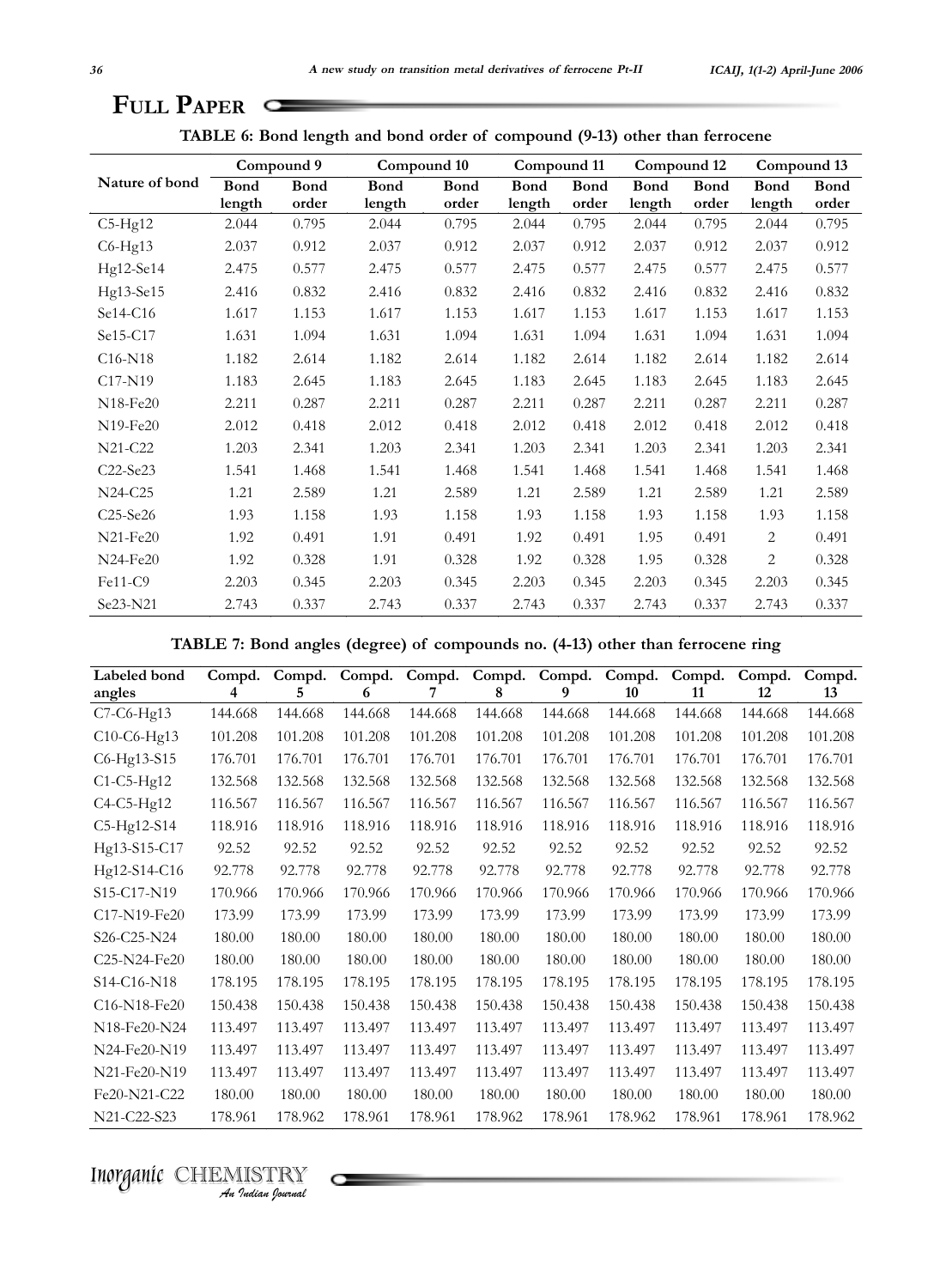**TABLE 6: Bond length and bond order of compound (9-13) other than ferrocene**

| Nature of bond | Compound 9 | | Compound 10 | | Compound 11 | | Compound 12 | | Compound 13 | |
|---|---|---|---|---|---|---|---|---|---|---|
| | Bond length | Bond order | Bond length | Bond order | Bond length | Bond order | Bond length | Bond order | Bond length | Bond order |
| C5-Hg12 | 2.044 | 0.795 | 2.044 | 0.795 | 2.044 | 0.795 | 2.044 | 0.795 | 2.044 | 0.795 |
| C6-Hg13 | 2.037 | 0.912 | 2.037 | 0.912 | 2.037 | 0.912 | 2.037 | 0.912 | 2.037 | 0.912 |
| Hg12-Se14 | 2.475 | 0.577 | 2.475 | 0.577 | 2.475 | 0.577 | 2.475 | 0.577 | 2.475 | 0.577 |
| Hg13-Se15 | 2.416 | 0.832 | 2.416 | 0.832 | 2.416 | 0.832 | 2.416 | 0.832 | 2.416 | 0.832 |
| Se14-C16 | 1.617 | 1.153 | 1.617 | 1.153 | 1.617 | 1.153 | 1.617 | 1.153 | 1.617 | 1.153 |
| Se15-C17 | 1.631 | 1.094 | 1.631 | 1.094 | 1.631 | 1.094 | 1.631 | 1.094 | 1.631 | 1.094 |
| C16-N18 | 1.182 | 2.614 | 1.182 | 2.614 | 1.182 | 2.614 | 1.182 | 2.614 | 1.182 | 2.614 |
| C17-N19 | 1.183 | 2.645 | 1.183 | 2.645 | 1.183 | 2.645 | 1.183 | 2.645 | 1.183 | 2.645 |
| N18-Fe20 | 2.211 | 0.287 | 2.211 | 0.287 | 2.211 | 0.287 | 2.211 | 0.287 | 2.211 | 0.287 |
| N19-Fe20 | 2.012 | 0.418 | 2.012 | 0.418 | 2.012 | 0.418 | 2.012 | 0.418 | 2.012 | 0.418 |
| N21-C22 | 1.203 | 2.341 | 1.203 | 2.341 | 1.203 | 2.341 | 1.203 | 2.341 | 1.203 | 2.341 |
| C22-Se23 | 1.541 | 1.468 | 1.541 | 1.468 | 1.541 | 1.468 | 1.541 | 1.468 | 1.541 | 1.468 |
| N24-C25 | 1.21 | 2.589 | 1.21 | 2.589 | 1.21 | 2.589 | 1.21 | 2.589 | 1.21 | 2.589 |
| C25-Se26 | 1.93 | 1.158 | 1.93 | 1.158 | 1.93 | 1.158 | 1.93 | 1.158 | 1.93 | 1.158 |
| N21-Fe20 | 1.92 | 0.491 | 1.91 | 0.491 | 1.92 | 0.491 | 1.95 | 0.491 | 2 | 0.491 |
| N24-Fe20 | 1.92 | 0.328 | 1.91 | 0.328 | 1.92 | 0.328 | 1.95 | 0.328 | 2 | 0.328 |
| Fe11-C9 | 2.203 | 0.345 | 2.203 | 0.345 | 2.203 | 0.345 | 2.203 | 0.345 | 2.203 | 0.345 |
| Se23-N21 | 2.743 | 0.337 | 2.743 | 0.337 | 2.743 | 0.337 | 2.743 | 0.337 | 2.743 | 0.337 |

**TABLE 7: Bond angles (degree) of compounds no. (4-13) other than ferrocene ring**

| Labeled bond angles | Compd. 4 | Compd. 5 | Compd. 6 | Compd. 7 | Compd. 8 | Compd. 9 | Compd. 10 | Compd. 11 | Compd. 12 | Compd. 13 |
|---|---|---|---|---|---|---|---|---|---|---|
| C7-C6-Hg13 | 144.668 | 144.668 | 144.668 | 144.668 | 144.668 | 144.668 | 144.668 | 144.668 | 144.668 | 144.668 |
| C10-C6-Hg13 | 101.208 | 101.208 | 101.208 | 101.208 | 101.208 | 101.208 | 101.208 | 101.208 | 101.208 | 101.208 |
| C6-Hg13-S15 | 176.701 | 176.701 | 176.701 | 176.701 | 176.701 | 176.701 | 176.701 | 176.701 | 176.701 | 176.701 |
| C1-C5-Hg12 | 132.568 | 132.568 | 132.568 | 132.568 | 132.568 | 132.568 | 132.568 | 132.568 | 132.568 | 132.568 |
| C4-C5-Hg12 | 116.567 | 116.567 | 116.567 | 116.567 | 116.567 | 116.567 | 116.567 | 116.567 | 116.567 | 116.567 |
| C5-Hg12-S14 | 118.916 | 118.916 | 118.916 | 118.916 | 118.916 | 118.916 | 118.916 | 118.916 | 118.916 | 118.916 |
| Hg13-S15-C17 | 92.52 | 92.52 | 92.52 | 92.52 | 92.52 | 92.52 | 92.52 | 92.52 | 92.52 | 92.52 |
| Hg12-S14-C16 | 92.778 | 92.778 | 92.778 | 92.778 | 92.778 | 92.778 | 92.778 | 92.778 | 92.778 | 92.778 |
| S15-C17-N19 | 170.966 | 170.966 | 170.966 | 170.966 | 170.966 | 170.966 | 170.966 | 170.966 | 170.966 | 170.966 |
| C17-N19-Fe20 | 173.99 | 173.99 | 173.99 | 173.99 | 173.99 | 173.99 | 173.99 | 173.99 | 173.99 | 173.99 |
| S26-C25-N24 | 180.00 | 180.00 | 180.00 | 180.00 | 180.00 | 180.00 | 180.00 | 180.00 | 180.00 | 180.00 |
| C25-N24-Fe20 | 180.00 | 180.00 | 180.00 | 180.00 | 180.00 | 180.00 | 180.00 | 180.00 | 180.00 | 180.00 |
| S14-C16-N18 | 178.195 | 178.195 | 178.195 | 178.195 | 178.195 | 178.195 | 178.195 | 178.195 | 178.195 | 178.195 |
| C16-N18-Fe20 | 150.438 | 150.438 | 150.438 | 150.438 | 150.438 | 150.438 | 150.438 | 150.438 | 150.438 | 150.438 |
| N18-Fe20-N24 | 113.497 | 113.497 | 113.497 | 113.497 | 113.497 | 113.497 | 113.497 | 113.497 | 113.497 | 113.497 |
| N24-Fe20-N19 | 113.497 | 113.497 | 113.497 | 113.497 | 113.497 | 113.497 | 113.497 | 113.497 | 113.497 | 113.497 |
| N21-Fe20-N19 | 113.497 | 113.497 | 113.497 | 113.497 | 113.497 | 113.497 | 113.497 | 113.497 | 113.497 | 113.497 |
| Fe20-N21-C22 | 180.00 | 180.00 | 180.00 | 180.00 | 180.00 | 180.00 | 180.00 | 180.00 | 180.00 | 180.00 |
| N21-C22-S23 | 178.961 | 178.962 | 178.961 | 178.961 | 178.962 | 178.961 | 178.962 | 178.961 | 178.961 | 178.962 |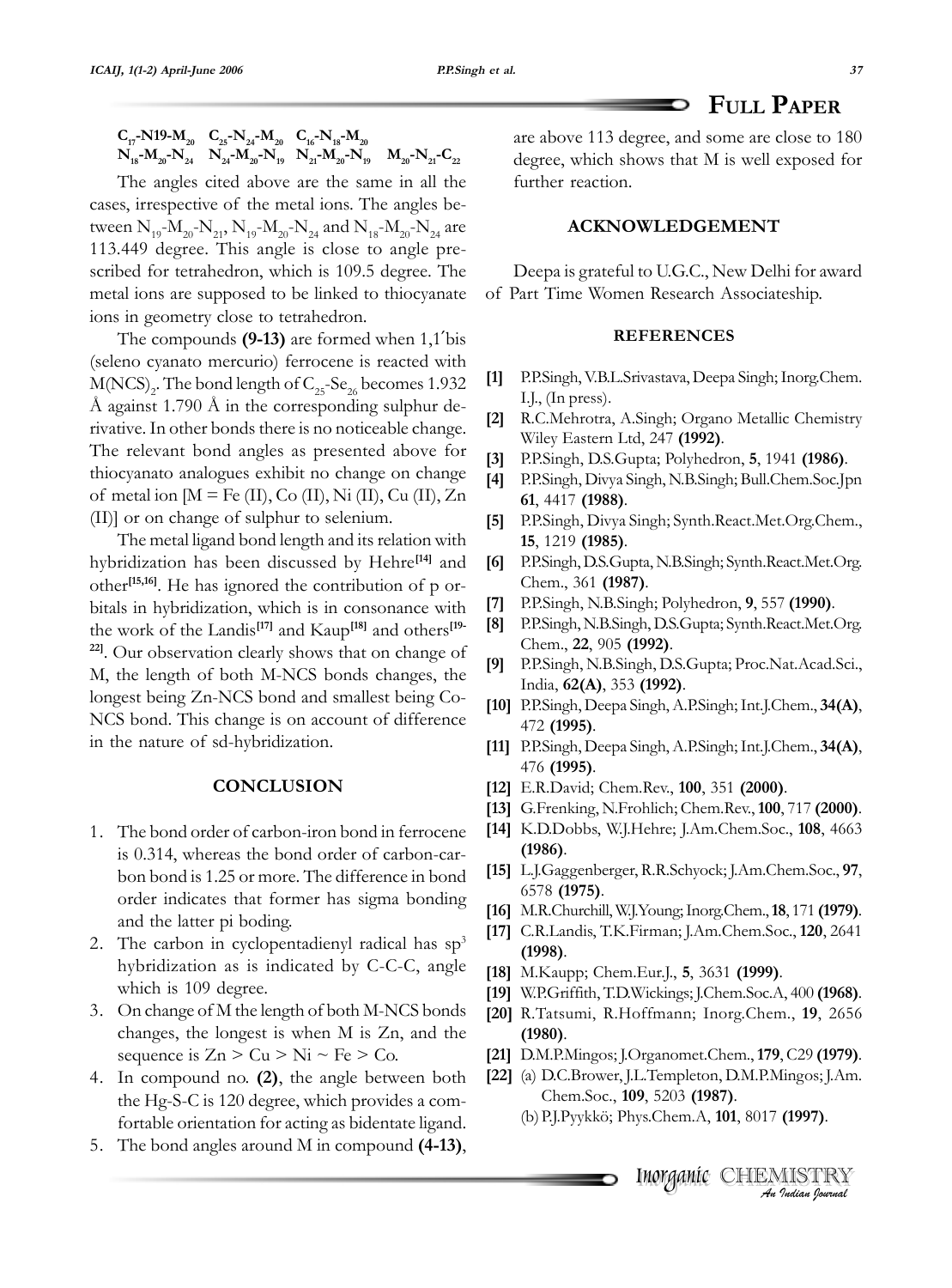$C_{17}$-N19-$M_{20}$ $C_{25}$-$N_{24}$-$M_{20}$ $C_{16}$-$N_{18}$-$M_{20}$
$N_{18}$-$M_{20}$-$N_{24}$ $N_{24}$-$M_{20}$-$N_{19}$ $N_{21}$-$M_{20}$-$N_{19}$ $M_{20}$-$N_{21}$-$C_{22}$

The angles cited above are the same in all the cases, irrespective of the metal ions. The angles between $N_{19}$-$M_{20}$-$N_{21}$, $N_{19}$-$M_{20}$-$N_{24}$ and $N_{18}$-$M_{20}$-$N_{24}$ are 113.449 degree. This angle is close to angle prescribed for tetrahedron, which is 109.5 degree. The metal ions are supposed to be linked to thiocyanate ions in geometry close to tetrahedron.

The compounds **(9-13)** are formed when 1,1′bis (seleno cyanato mercurio) ferrocene is reacted with $M(NCS)_2$. The bond length of $C_{25}$-$Se_{26}$ becomes 1.932 Å against 1.790 Å in the corresponding sulphur derivative. In other bonds there is no noticeable change. The relevant bond angles as presented above for thiocyanato analogues exhibit no change on change of metal ion [M = Fe (II), Co (II), Ni (II), Cu (II), Zn (II)] or on change of sulphur to selenium.

The metal ligand bond length and its relation with hybridization has been discussed by Hehre[14] and other[15,16]. He has ignored the contribution of p orbitals in hybridization, which is in consonance with the work of the Landis[17] and Kaup[18] and others[19-22]. Our observation clearly shows that on change of M, the length of both M-NCS bonds changes, the longest being Zn-NCS bond and smallest being Co-NCS bond. This change is on account of difference in the nature of sd-hybridization.

## CONCLUSION

1. The bond order of carbon-iron bond in ferrocene is 0.314, whereas the bond order of carbon-carbon bond is 1.25 or more. The difference in bond order indicates that former has sigma bonding and the latter pi boding.
2. The carbon in cyclopentadienyl radical has $sp^3$ hybridization as is indicated by C-C-C, angle which is 109 degree.
3. On change of M the length of both M-NCS bonds changes, the longest is when M is Zn, and the sequence is Zn > Cu > Ni ~ Fe > Co.
4. In compound no. **(2)**, the angle between both the Hg-S-C is 120 degree, which provides a comfortable orientation for acting as bidentate ligand.
5. The bond angles around M in compound **(4-13)**, are above 113 degree, and some are close to 180 degree, which shows that M is well exposed for further reaction.

## ACKNOWLEDGEMENT

Deepa is grateful to U.G.C., New Delhi for award of Part Time Women Research Associateship.

## REFERENCES

[1] P.P.Singh, V.B.L.Srivastava, Deepa Singh; Inorg.Chem. I.J., (In press).

[2] R.C.Mehrotra, A.Singh; Organo Metallic Chemistry Wiley Eastern Ltd, 247 **(1992)**.

[3] P.P.Singh, D.S.Gupta; Polyhedron, **5**, 1941 **(1986)**.

[4] P.P.Singh, Divya Singh, N.B.Singh; Bull.Chem.Soc.Jpn **61**, 4417 **(1988)**.

[5] P.P.Singh, Divya Singh; Synth.React.Met.Org.Chem., **15**, 1219 **(1985)**.

[6] P.P.Singh, D.S.Gupta, N.B.Singh; Synth.React.Met.Org. Chem., 361 **(1987)**.

[7] P.P.Singh, N.B.Singh; Polyhedron, **9**, 557 **(1990)**.

[8] P.P.Singh, N.B.Singh, D.S.Gupta; Synth.React.Met.Org. Chem., **22**, 905 **(1992)**.

[9] P.P.Singh, N.B.Singh, D.S.Gupta; Proc.Nat.Acad.Sci., India, **62(A)**, 353 **(1992)**.

[10] P.P.Singh, Deepa Singh, A.P.Singh; Int.J.Chem., **34(A)**, 472 **(1995)**.

[11] P.P.Singh, Deepa Singh, A.P.Singh; Int.J.Chem., **34(A)**, 476 **(1995)**.

[12] E.R.David; Chem.Rev., **100**, 351 **(2000)**.

[13] G.Frenking, N.Frohlich; Chem.Rev., **100**, 717 **(2000)**.

[14] K.D.Dobbs, W.J.Hehre; J.Am.Chem.Soc., **108**, 4663 **(1986)**.

[15] L.J.Gaggenberger, R.R.Schyock; J.Am.Chem.Soc., **97**, 6578 **(1975)**.

[16] M.R.Churchill, W.J.Young; Inorg.Chem., **18**, 171 **(1979)**.

[17] C.R.Landis, T.K.Firman; J.Am.Chem.Soc., **120**, 2641 **(1998)**.

[18] M.Kaupp; Chem.Eur.J., **5**, 3631 **(1999)**.

[19] W.P.Griffith, T.D.Wickings; J.Chem.Soc.A, 400 **(1968)**.

[20] R.Tatsumi, R.Hoffmann; Inorg.Chem., **19**, 2656 **(1980)**.

[21] D.M.P.Mingos; J.Organomet.Chem., **179**, C29 **(1979)**.

[22] (a) D.C.Brower, J.L.Templeton, D.M.P.Mingos; J.Am. Chem.Soc., **109**, 5203 **(1987)**.
(b) P.J.Pyykkö; Phys.Chem.A, **101**, 8017 **(1997)**.